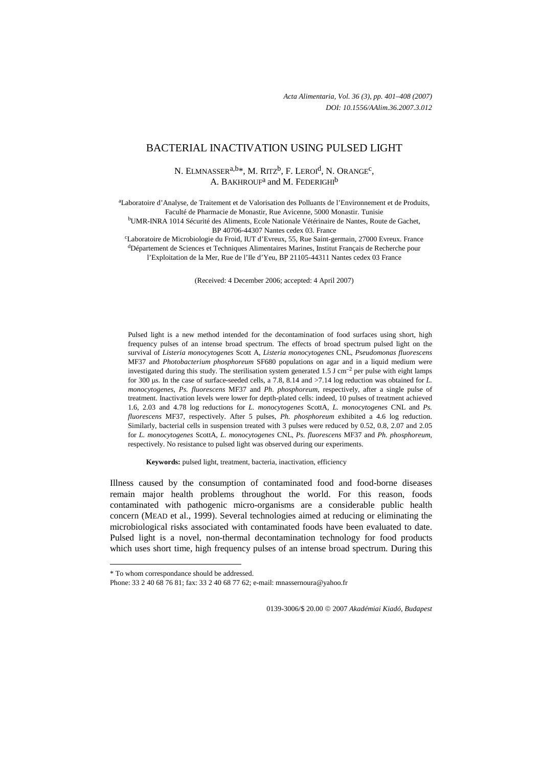# BACTERIAL INACTIVATION USING PULSED LIGHT

N. ELMNASSER[a,b]*, M. RITZ[b], F. LEROI[d], N. ORANGE[c], A. BAKHROUF[a] and M. FEDERIGHI[b]

[a]Laboratoire d'Analyse, de Traitement et de Valorisation des Polluants de l'Environnement et de Produits, Faculté de Pharmacie de Monastir, Rue Avicenne, 5000 Monastir. Tunisie
[b]UMR-INRA 1014 Sécurité des Aliments, Ecole Nationale Vétérinaire de Nantes, Route de Gachet, BP 40706-44307 Nantes cedex 03. France
[c]Laboratoire de Microbiologie du Froid, IUT d'Evreux, 55, Rue Saint-germain, 27000 Evreux. France
[d]Département de Sciences et Techniques Alimentaires Marines, Institut Français de Recherche pour l'Exploitation de la Mer, Rue de l'Ile d'Yeu, BP 21105-44311 Nantes cedex 03 France

(Received: 4 December 2006; accepted: 4 April 2007)

Pulsed light is a new method intended for the decontamination of food surfaces using short, high frequency pulses of an intense broad spectrum. The effects of broad spectrum pulsed light on the survival of *Listeria monocytogenes* Scott A, *Listeria monocytogenes* CNL, *Pseudomonas fluorescens* MF37 and *Photobacterium phosphoreum* SF680 populations on agar and in a liquid medium were investigated during this study. The sterilisation system generated 1.5 J $cm^{-2}$ per pulse with eight lamps for 300 μs. In the case of surface-seeded cells, a 7.8, 8.14 and >7.14 log reduction was obtained for *L. monocytogenes*, *Ps. fluorescens* MF37 and *Ph. phosphoreum*, respectively, after a single pulse of treatment. Inactivation levels were lower for depth-plated cells: indeed, 10 pulses of treatment achieved 1.6, 2.03 and 4.78 log reductions for *L. monocytogenes* ScottA, *L. monocytogenes* CNL and *Ps. fluorescens* MF37, respectively. After 5 pulses, *Ph. phosphoreum* exhibited a 4.6 log reduction. Similarly, bacterial cells in suspension treated with 3 pulses were reduced by 0.52, 0.8, 2.07 and 2.05 for *L. monocytogenes* ScottA, *L. monocytogenes* CNL, *Ps. fluorescens* MF37 and *Ph. phosphoreum*, respectively. No resistance to pulsed light was observed during our experiments.

**Keywords:** pulsed light, treatment, bacteria, inactivation, efficiency

Illness caused by the consumption of contaminated food and food-borne diseases remain major health problems throughout the world. For this reason, foods contaminated with pathogenic micro-organisms are a considerable public health concern (MEAD et al., 1999). Several technologies aimed at reducing or eliminating the microbiological risks associated with contaminated foods have been evaluated to date. Pulsed light is a novel, non-thermal decontamination technology for food products which uses short time, high frequency pulses of an intense broad spectrum. During this

* To whom correspondance should be addressed.
Phone: 33 2 40 68 76 81; fax: 33 2 40 68 77 62; e-mail: mnassernoura@yahoo.fr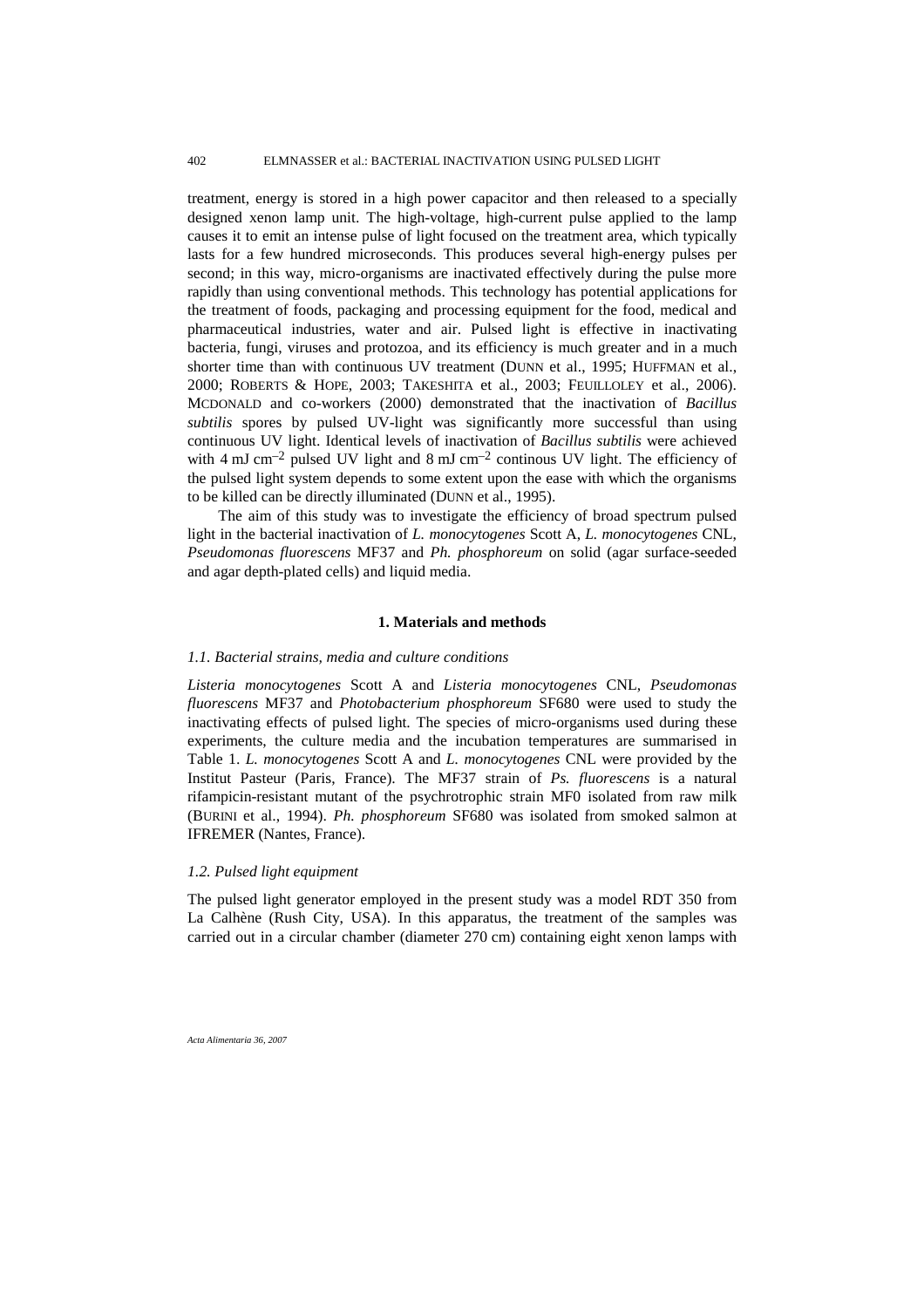treatment, energy is stored in a high power capacitor and then released to a specially designed xenon lamp unit. The high-voltage, high-current pulse applied to the lamp causes it to emit an intense pulse of light focused on the treatment area, which typically lasts for a few hundred microseconds. This produces several high-energy pulses per second; in this way, micro-organisms are inactivated effectively during the pulse more rapidly than using conventional methods. This technology has potential applications for the treatment of foods, packaging and processing equipment for the food, medical and pharmaceutical industries, water and air. Pulsed light is effective in inactivating bacteria, fungi, viruses and protozoa, and its efficiency is much greater and in a much shorter time than with continuous UV treatment (DUNN et al., 1995; HUFFMAN et al., 2000; ROBERTS & HOPE, 2003; TAKESHITA et al., 2003; FEUILLOLEY et al., 2006). MCDONALD and co-workers (2000) demonstrated that the inactivation of *Bacillus subtilis* spores by pulsed UV-light was significantly more successful than using continuous UV light. Identical levels of inactivation of *Bacillus subtilis* were achieved with 4 mJ $cm^{-2}$ pulsed UV light and 8 mJ $cm^{-2}$ continous UV light. The efficiency of the pulsed light system depends to some extent upon the ease with which the organisms to be killed can be directly illuminated (DUNN et al., 1995).

The aim of this study was to investigate the efficiency of broad spectrum pulsed light in the bacterial inactivation of *L. monocytogenes* Scott A, *L. monocytogenes* CNL, *Pseudomonas fluorescens* MF37 and *Ph. phosphoreum* on solid (agar surface-seeded and agar depth-plated cells) and liquid media.

## 1. Materials and methods

### *1.1. Bacterial strains, media and culture conditions*

*Listeria monocytogenes* Scott A and *Listeria monocytogenes* CNL, *Pseudomonas fluorescens* MF37 and *Photobacterium phosphoreum* SF680 were used to study the inactivating effects of pulsed light. The species of micro-organisms used during these experiments, the culture media and the incubation temperatures are summarised in Table 1. *L. monocytogenes* Scott A and *L. monocytogenes* CNL were provided by the Institut Pasteur (Paris, France). The MF37 strain of *Ps. fluorescens* is a natural rifampicin-resistant mutant of the psychrotrophic strain MF0 isolated from raw milk (BURINI et al., 1994). *Ph. phosphoreum* SF680 was isolated from smoked salmon at IFREMER (Nantes, France).

### *1.2. Pulsed light equipment*

The pulsed light generator employed in the present study was a model RDT 350 from La Calhène (Rush City, USA). In this apparatus, the treatment of the samples was carried out in a circular chamber (diameter 270 cm) containing eight xenon lamps with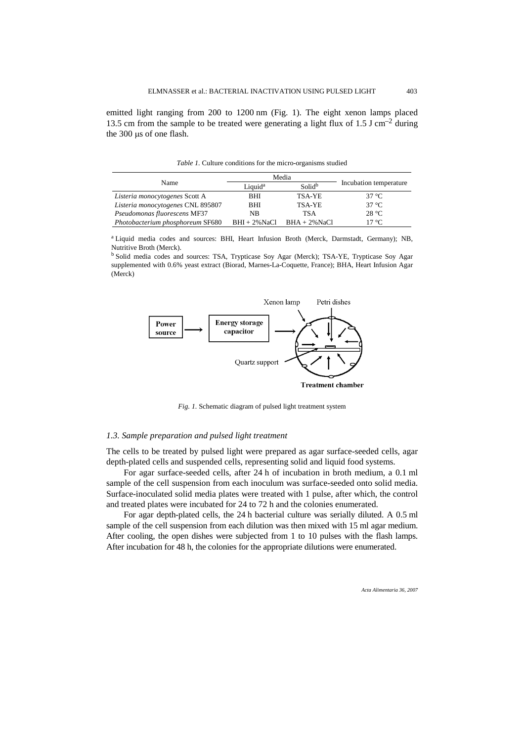emitted light ranging from 200 to 1200 nm (Fig. 1). The eight xenon lamps placed 13.5 cm from the sample to be treated were generating a light flux of 1.5 J $cm^{-2}$ during the 300 μs of one flash.

*Table 1.* Culture conditions for the micro-organisms studied

| Name | Media | | Incubation temperature |
|---|---|---|---|
| | Liquid[a] | Solid[b] | |
| *Listeria monocytogenes* Scott A | BHI | TSA-YE | 37 °C |
| *Listeria monocytogenes* CNL 895807 | BHI | TSA-YE | 37 °C |
| *Pseudomonas fluorescens* MF37 | NB | TSA | 28 °C |
| *Photobacterium phosphoreum* SF680 | BHI + 2%NaCl | BHA + 2%NaCl | 17 °C |

[a] Liquid media codes and sources: BHI, Heart Infusion Broth (Merck, Darmstadt, Germany); NB, Nutritive Broth (Merck).
[b] Solid media codes and sources: TSA, Trypticase Soy Agar (Merck); TSA-YE, Trypticase Soy Agar supplemented with 0.6% yeast extract (Biorad, Marnes-La-Coquette, France); BHA, Heart Infusion Agar (Merck)

Power source
Energy storage capacitor
Xenon lamp
Petri dishes
Quartz support
Treatment chamber

*Fig. 1.* Schematic diagram of pulsed light treatment system

### *1.3. Sample preparation and pulsed light treatment*

The cells to be treated by pulsed light were prepared as agar surface-seeded cells, agar depth-plated cells and suspended cells, representing solid and liquid food systems.

For agar surface-seeded cells, after 24 h of incubation in broth medium, a 0.1 ml sample of the cell suspension from each inoculum was surface-seeded onto solid media. Surface-inoculated solid media plates were treated with 1 pulse, after which, the control and treated plates were incubated for 24 to 72 h and the colonies enumerated.

For agar depth-plated cells, the 24 h bacterial culture was serially diluted. A 0.5 ml sample of the cell suspension from each dilution was then mixed with 15 ml agar medium. After cooling, the open dishes were subjected from 1 to 10 pulses with the flash lamps. After incubation for 48 h, the colonies for the appropriate dilutions were enumerated.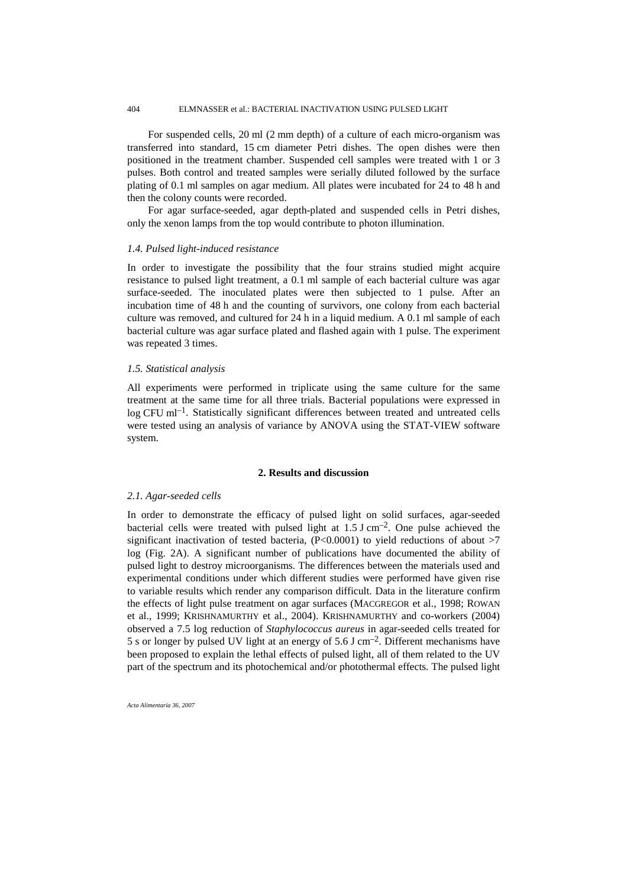For suspended cells, 20 ml (2 mm depth) of a culture of each micro-organism was transferred into standard, 15 cm diameter Petri dishes. The open dishes were then positioned in the treatment chamber. Suspended cell samples were treated with 1 or 3 pulses. Both control and treated samples were serially diluted followed by the surface plating of 0.1 ml samples on agar medium. All plates were incubated for 24 to 48 h and then the colony counts were recorded.

For agar surface-seeded, agar depth-plated and suspended cells in Petri dishes, only the xenon lamps from the top would contribute to photon illumination.

### *1.4. Pulsed light-induced resistance*

In order to investigate the possibility that the four strains studied might acquire resistance to pulsed light treatment, a 0.1 ml sample of each bacterial culture was agar surface-seeded. The inoculated plates were then subjected to 1 pulse. After an incubation time of 48 h and the counting of survivors, one colony from each bacterial culture was removed, and cultured for 24 h in a liquid medium. A 0.1 ml sample of each bacterial culture was agar surface plated and flashed again with 1 pulse. The experiment was repeated 3 times.

### *1.5. Statistical analysis*

All experiments were performed in triplicate using the same culture for the same treatment at the same time for all three trials. Bacterial populations were expressed in log CFU $ml^{-1}$. Statistically significant differences between treated and untreated cells were tested using an analysis of variance by ANOVA using the STAT-VIEW software system.

## 2. Results and discussion

### *2.1. Agar-seeded cells*

In order to demonstrate the efficacy of pulsed light on solid surfaces, agar-seeded bacterial cells were treated with pulsed light at 1.5 J $cm^{-2}$. One pulse achieved the significant inactivation of tested bacteria, ($P<0.0001$) to yield reductions of about >7 log (Fig. 2A). A significant number of publications have documented the ability of pulsed light to destroy microorganisms. The differences between the materials used and experimental conditions under which different studies were performed have given rise to variable results which render any comparison difficult. Data in the literature confirm the effects of light pulse treatment on agar surfaces (MACGREGOR et al., 1998; ROWAN et al., 1999; KRISHNAMURTHY et al., 2004). KRISHNAMURTHY and co-workers (2004) observed a 7.5 log reduction of *Staphylococcus aureus* in agar-seeded cells treated for 5 s or longer by pulsed UV light at an energy of 5.6 J $cm^{-2}$. Different mechanisms have been proposed to explain the lethal effects of pulsed light, all of them related to the UV part of the spectrum and its photochemical and/or photothermal effects. The pulsed light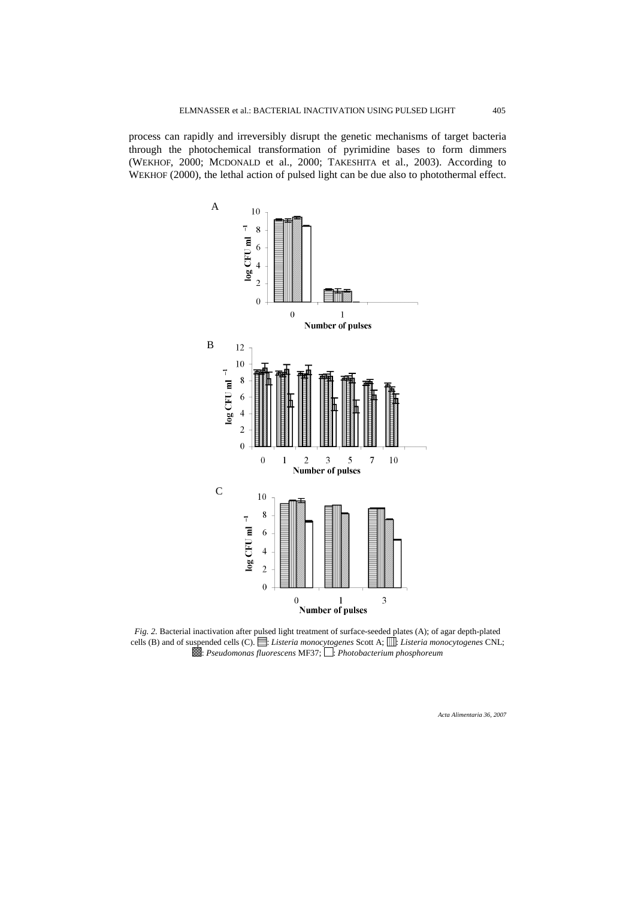process can rapidly and irreversibly disrupt the genetic mechanisms of target bacteria through the photochemical transformation of pyrimidine bases to form dimmers (WEKHOF, 2000; MCDONALD et al., 2000; TAKESHITA et al., 2003). According to WEKHOF (2000), the lethal action of pulsed light can be due also to photothermal effect.

A

log CFU ml $^{-1}$

10
8
6
4
2
0

0 1

Number of pulses

B

log CFU ml $^{-1}$

12
10
8
6
4
2
0

0 1 2 3 5 7 10

Number of pulses

C

log CFU ml $^{-1}$

10
8
6
4
2
0

0 1 3

Number of pulses

*Fig. 2.* Bacterial inactivation after pulsed light treatment of surface-seeded plates (A); of agar depth-plated cells (B) and of suspended cells (C). ▤: *Listeria monocytogenes* Scott A; ▥: *Listeria monocytogenes* CNL; ▨: *Pseudomonas fluorescens* MF37; □: *Photobacterium phosphoreum*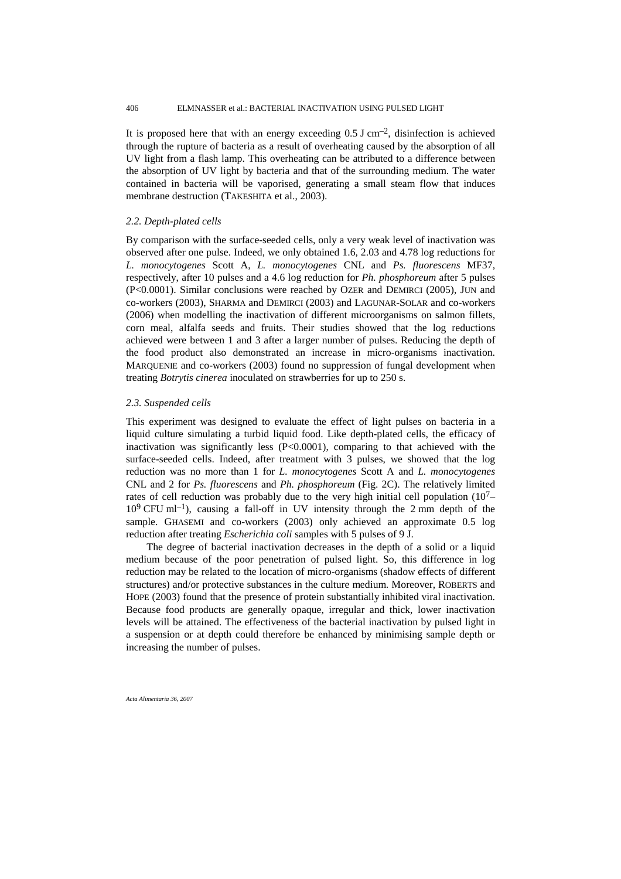It is proposed here that with an energy exceeding 0.5 J $cm^{-2}$, disinfection is achieved through the rupture of bacteria as a result of overheating caused by the absorption of all UV light from a flash lamp. This overheating can be attributed to a difference between the absorption of UV light by bacteria and that of the surrounding medium. The water contained in bacteria will be vaporised, generating a small steam flow that induces membrane destruction (TAKESHITA et al., 2003).

### *2.2. Depth-plated cells*

By comparison with the surface-seeded cells, only a very weak level of inactivation was observed after one pulse. Indeed, we only obtained 1.6, 2.03 and 4.78 log reductions for *L. monocytogenes* Scott A, *L. monocytogenes* CNL and *Ps. fluorescens* MF37, respectively, after 10 pulses and a 4.6 log reduction for *Ph. phosphoreum* after 5 pulses ($P<0.0001$). Similar conclusions were reached by OZER and DEMIRCI (2005), JUN and co-workers (2003), SHARMA and DEMIRCI (2003) and LAGUNAR-SOLAR and co-workers (2006) when modelling the inactivation of different microorganisms on salmon fillets, corn meal, alfalfa seeds and fruits. Their studies showed that the log reductions achieved were between 1 and 3 after a larger number of pulses. Reducing the depth of the food product also demonstrated an increase in micro-organisms inactivation. MARQUENIE and co-workers (2003) found no suppression of fungal development when treating *Botrytis cinerea* inoculated on strawberries for up to 250 s.

### *2.3. Suspended cells*

This experiment was designed to evaluate the effect of light pulses on bacteria in a liquid culture simulating a turbid liquid food. Like depth-plated cells, the efficacy of inactivation was significantly less ($P<0.0001$), comparing to that achieved with the surface-seeded cells. Indeed, after treatment with 3 pulses, we showed that the log reduction was no more than 1 for *L. monocytogenes* Scott A and *L. monocytogenes* CNL and 2 for *Ps. fluorescens* and *Ph. phosphoreum* (Fig. 2C). The relatively limited rates of cell reduction was probably due to the very high initial cell population ($10^7$–$10^9$ CFU $ml^{-1}$), causing a fall-off in UV intensity through the 2 mm depth of the sample. GHASEMI and co-workers (2003) only achieved an approximate 0.5 log reduction after treating *Escherichia coli* samples with 5 pulses of 9 J.

The degree of bacterial inactivation decreases in the depth of a solid or a liquid medium because of the poor penetration of pulsed light. So, this difference in log reduction may be related to the location of micro-organisms (shadow effects of different structures) and/or protective substances in the culture medium. Moreover, ROBERTS and HOPE (2003) found that the presence of protein substantially inhibited viral inactivation. Because food products are generally opaque, irregular and thick, lower inactivation levels will be attained. The effectiveness of the bacterial inactivation by pulsed light in a suspension or at depth could therefore be enhanced by minimising sample depth or increasing the number of pulses.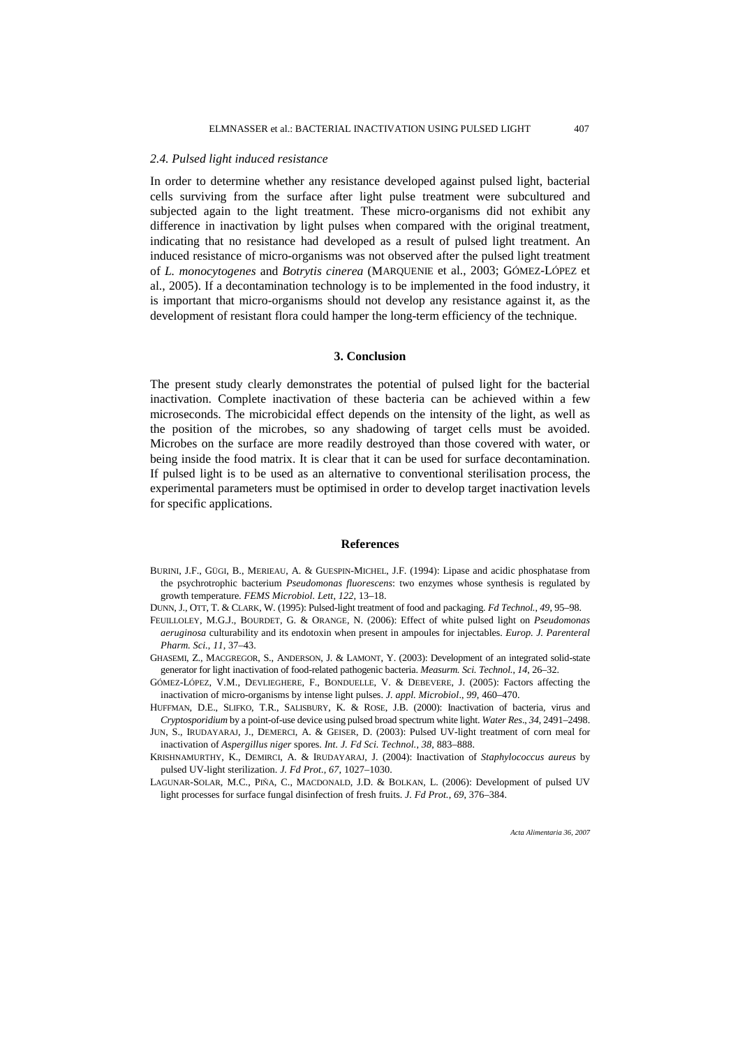### *2.4. Pulsed light induced resistance*

In order to determine whether any resistance developed against pulsed light, bacterial cells surviving from the surface after light pulse treatment were subcultured and subjected again to the light treatment. These micro-organisms did not exhibit any difference in inactivation by light pulses when compared with the original treatment, indicating that no resistance had developed as a result of pulsed light treatment. An induced resistance of micro-organisms was not observed after the pulsed light treatment of *L. monocytogenes* and *Botrytis cinerea* (MARQUENIE et al., 2003; GÓMEZ-LÓPEZ et al., 2005). If a decontamination technology is to be implemented in the food industry, it is important that micro-organisms should not develop any resistance against it, as the development of resistant flora could hamper the long-term efficiency of the technique.

## 3. Conclusion

The present study clearly demonstrates the potential of pulsed light for the bacterial inactivation. Complete inactivation of these bacteria can be achieved within a few microseconds. The microbicidal effect depends on the intensity of the light, as well as the position of the microbes, so any shadowing of target cells must be avoided. Microbes on the surface are more readily destroyed than those covered with water, or being inside the food matrix. It is clear that it can be used for surface decontamination. If pulsed light is to be used as an alternative to conventional sterilisation process, the experimental parameters must be optimised in order to develop target inactivation levels for specific applications.

## References

BURINI, J.F., GÜGI, B., MERIEAU, A. & GUESPIN-MICHEL, J.F. (1994): Lipase and acidic phosphatase from the psychrotrophic bacterium *Pseudomonas fluorescens*: two enzymes whose synthesis is regulated by growth temperature. *FEMS Microbiol. Lett, 122*, 13–18.

DUNN, J., OTT, T. & CLARK, W. (1995): Pulsed-light treatment of food and packaging. *Fd Technol., 49*, 95–98.

FEUILLOLEY, M.G.J., BOURDET, G. & ORANGE, N. (2006): Effect of white pulsed light on *Pseudomonas aeruginosa* culturability and its endotoxin when present in ampoules for injectables. *Europ. J. Parenteral Pharm. Sci., 11*, 37–43.

GHASEMI, Z., MACGREGOR, S., ANDERSON, J. & LAMONT, Y. (2003): Development of an integrated solid-state generator for light inactivation of food-related pathogenic bacteria. *Measurm. Sci. Technol., 14*, 26–32.

GÓMEZ-LÓPEZ, V.M., DEVLIEGHERE, F., BONDUELLE, V. & DEBEVERE, J. (2005): Factors affecting the inactivation of micro-organisms by intense light pulses. *J. appl. Microbiol., 99*, 460–470.

HUFFMAN, D.E., SLIFKO, T.R., SALISBURY, K. & ROSE, J.B. (2000): Inactivation of bacteria, virus and *Cryptosporidium* by a point-of-use device using pulsed broad spectrum white light. *Water Res., 34*, 2491–2498.

JUN, S., IRUDAYARAJ, J., DEMERCI, A. & GEISER, D. (2003): Pulsed UV-light treatment of corn meal for inactivation of *Aspergillus niger* spores. *Int. J. Fd Sci. Technol., 38*, 883–888.

KRISHNAMURTHY, K., DEMIRCI, A. & IRUDAYARAJ, J. (2004): Inactivation of *Staphylococcus aureus* by pulsed UV-light sterilization. *J. Fd Prot., 67*, 1027–1030.

LAGUNAR-SOLAR, M.C., PIÑA, C., MACDONALD, J.D. & BOLKAN, L. (2006): Development of pulsed UV light processes for surface fungal disinfection of fresh fruits. *J. Fd Prot., 69*, 376–384.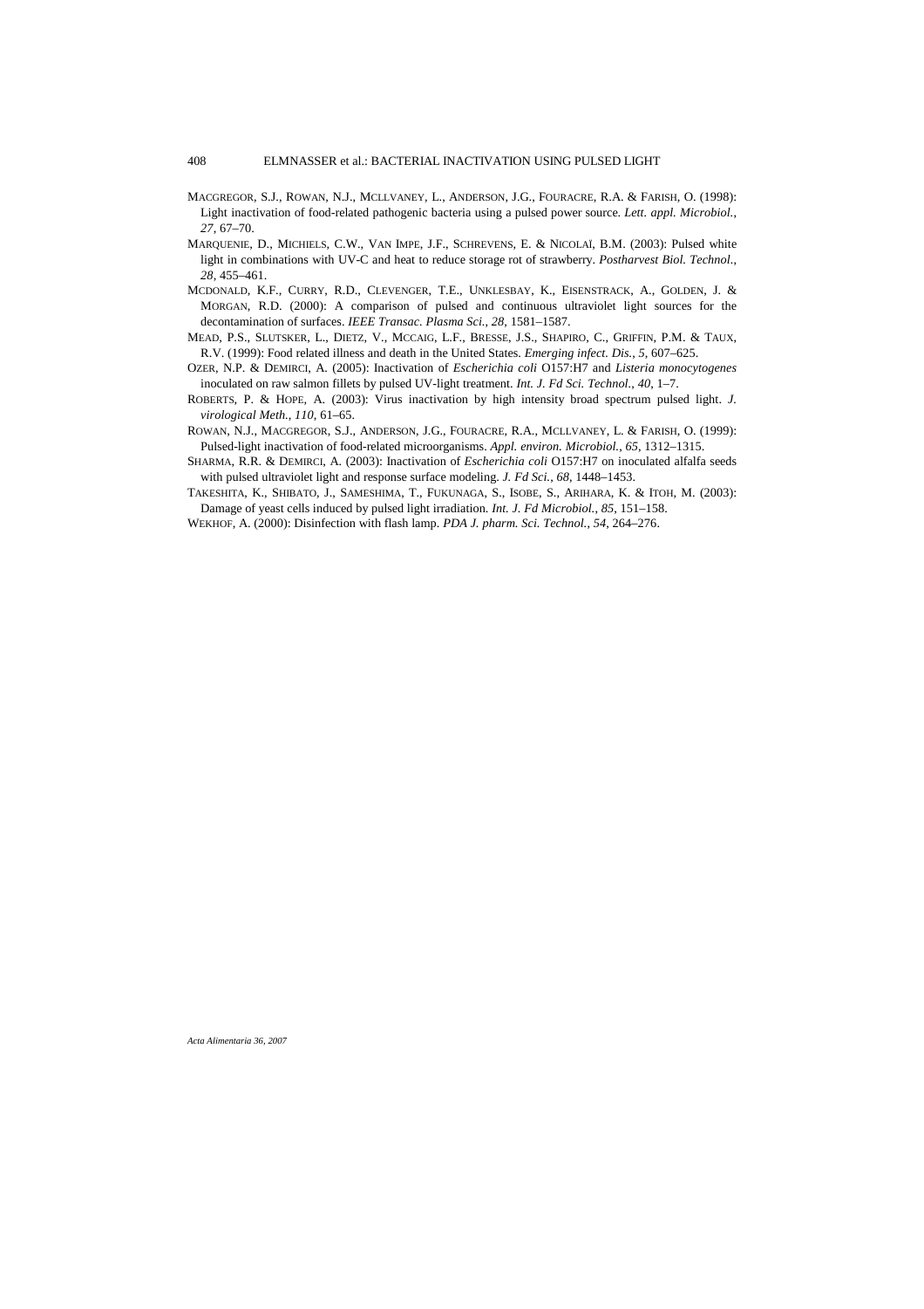MacGregor, S.J., Rowan, N.J., McIlvaney, L., Anderson, J.G., Fouracre, R.A. & Farish, O. (1998): Light inactivation of food-related pathogenic bacteria using a pulsed power source. *Lett. appl. Microbiol., 27*, 67–70.

Marquenie, D., Michiels, C.W., Van Impe, J.F., Schrevens, E. & Nicolaï, B.M. (2003): Pulsed white light in combinations with UV-C and heat to reduce storage rot of strawberry. *Postharvest Biol. Technol., 28*, 455–461.

McDonald, K.F., Curry, R.D., Clevenger, T.E., Unklesbay, K., Eisenstrack, A., Golden, J. & Morgan, R.D. (2000): A comparison of pulsed and continuous ultraviolet light sources for the decontamination of surfaces. *IEEE Transac. Plasma Sci., 28*, 1581–1587.

Mead, P.S., Slutsker, L., Dietz, V., McCaig, L.F., Bresse, J.S., Shapiro, C., Griffin, P.M. & Taux, R.V. (1999): Food related illness and death in the United States. *Emerging infect. Dis., 5*, 607–625.

Ozer, N.P. & Demirci, A. (2005): Inactivation of *Escherichia coli* O157:H7 and *Listeria monocytogenes* inoculated on raw salmon fillets by pulsed UV-light treatment. *Int. J. Fd Sci. Technol., 40*, 1–7.

Roberts, P. & Hope, A. (2003): Virus inactivation by high intensity broad spectrum pulsed light. *J. virological Meth., 110*, 61–65.

Rowan, N.J., MacGregor, S.J., Anderson, J.G., Fouracre, R.A., McIlvaney, L. & Farish, O. (1999): Pulsed-light inactivation of food-related microorganisms. *Appl. environ. Microbiol., 65*, 1312–1315.

Sharma, R.R. & Demirci, A. (2003): Inactivation of *Escherichia coli* O157:H7 on inoculated alfalfa seeds with pulsed ultraviolet light and response surface modeling. *J. Fd Sci., 68*, 1448–1453.

Takeshita, K., Shibato, J., Sameshima, T., Fukunaga, S., Isobe, S., Arihara, K. & Itoh, M. (2003): Damage of yeast cells induced by pulsed light irradiation. *Int. J. Fd Microbiol., 85*, 151–158.

Wekhof, A. (2000): Disinfection with flash lamp. *PDA J. pharm. Sci. Technol., 54*, 264–276.